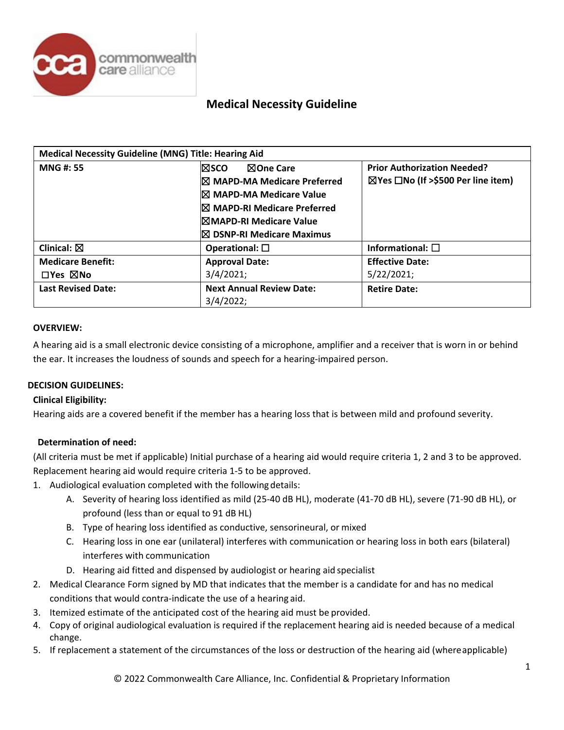# Medical Necessity Guideline

| Medical Necessity Guideline (MNG) Title: Hearing Aid | | |
|---|---|---|
| **MNG #: 55** | ☒SCO ☒One Care<br>☒ MAPD-MA Medicare Preferred<br>☒ MAPD-MA Medicare Value<br>☒ MAPD-RI Medicare Preferred<br>☒MAPD-RI Medicare Value<br>☒ DSNP-RI Medicare Maximus | **Prior Authorization Needed?**<br>☒Yes ☐No (If >$500 Per line item) |
| **Clinical:** ☒ | **Operational:** ☐ | **Informational:** ☐ |
| **Medicare Benefit:**<br>☐Yes ☒No | **Approval Date:**<br>3/4/2021; | **Effective Date:**<br>5/22/2021; |
| **Last Revised Date:** | **Next Annual Review Date:**<br>3/4/2022; | **Retire Date:** |

**OVERVIEW:**

A hearing aid is a small electronic device consisting of a microphone, amplifier and a receiver that is worn in or behind the ear. It increases the loudness of sounds and speech for a hearing-impaired person.

**DECISION GUIDELINES:**

**Clinical Eligibility:**

Hearing aids are a covered benefit if the member has a hearing loss that is between mild and profound severity.

**Determination of need:**

(All criteria must be met if applicable) Initial purchase of a hearing aid would require criteria 1, 2 and 3 to be approved. Replacement hearing aid would require criteria 1-5 to be approved.

1. Audiological evaluation completed with the following details:
   A. Severity of hearing loss identified as mild (25-40 dB HL), moderate (41-70 dB HL), severe (71-90 dB HL), or profound (less than or equal to 91 dB HL)
   B. Type of hearing loss identified as conductive, sensorineural, or mixed
   C. Hearing loss in one ear (unilateral) interferes with communication or hearing loss in both ears (bilateral) interferes with communication
   D. Hearing aid fitted and dispensed by audiologist or hearing aid specialist
2. Medical Clearance Form signed by MD that indicates that the member is a candidate for and has no medical conditions that would contra-indicate the use of a hearing aid.
3. Itemized estimate of the anticipated cost of the hearing aid must be provided.
4. Copy of original audiological evaluation is required if the replacement hearing aid is needed because of a medical change.
5. If replacement a statement of the circumstances of the loss or destruction of the hearing aid (where applicable)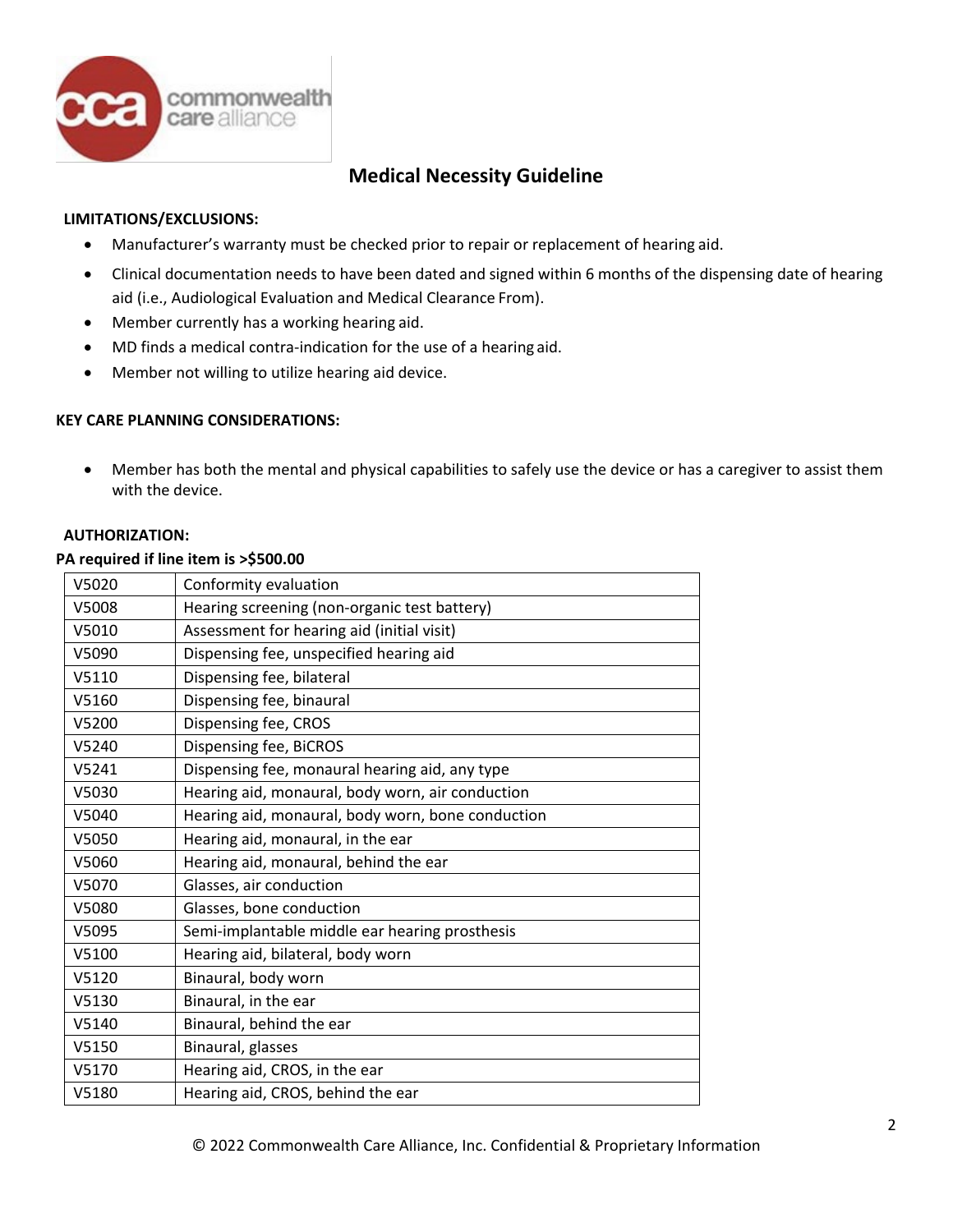## Medical Necessity Guideline

**LIMITATIONS/EXCLUSIONS:**

- Manufacturer's warranty must be checked prior to repair or replacement of hearing aid.
- Clinical documentation needs to have been dated and signed within 6 months of the dispensing date of hearing aid (i.e., Audiological Evaluation and Medical Clearance From).
- Member currently has a working hearing aid.
- MD finds a medical contra-indication for the use of a hearing aid.
- Member not willing to utilize hearing aid device.

**KEY CARE PLANNING CONSIDERATIONS:**

- Member has both the mental and physical capabilities to safely use the device or has a caregiver to assist them with the device.

**AUTHORIZATION:**

**PA required if line item is >$500.00**

| Code | Description |
|---|---|
| V5020 | Conformity evaluation |
| V5008 | Hearing screening (non-organic test battery) |
| V5010 | Assessment for hearing aid (initial visit) |
| V5090 | Dispensing fee, unspecified hearing aid |
| V5110 | Dispensing fee, bilateral |
| V5160 | Dispensing fee, binaural |
| V5200 | Dispensing fee, CROS |
| V5240 | Dispensing fee, BiCROS |
| V5241 | Dispensing fee, monaural hearing aid, any type |
| V5030 | Hearing aid, monaural, body worn, air conduction |
| V5040 | Hearing aid, monaural, body worn, bone conduction |
| V5050 | Hearing aid, monaural, in the ear |
| V5060 | Hearing aid, monaural, behind the ear |
| V5070 | Glasses, air conduction |
| V5080 | Glasses, bone conduction |
| V5095 | Semi-implantable middle ear hearing prosthesis |
| V5100 | Hearing aid, bilateral, body worn |
| V5120 | Binaural, body worn |
| V5130 | Binaural, in the ear |
| V5140 | Binaural, behind the ear |
| V5150 | Binaural, glasses |
| V5170 | Hearing aid, CROS, in the ear |
| V5180 | Hearing aid, CROS, behind the ear |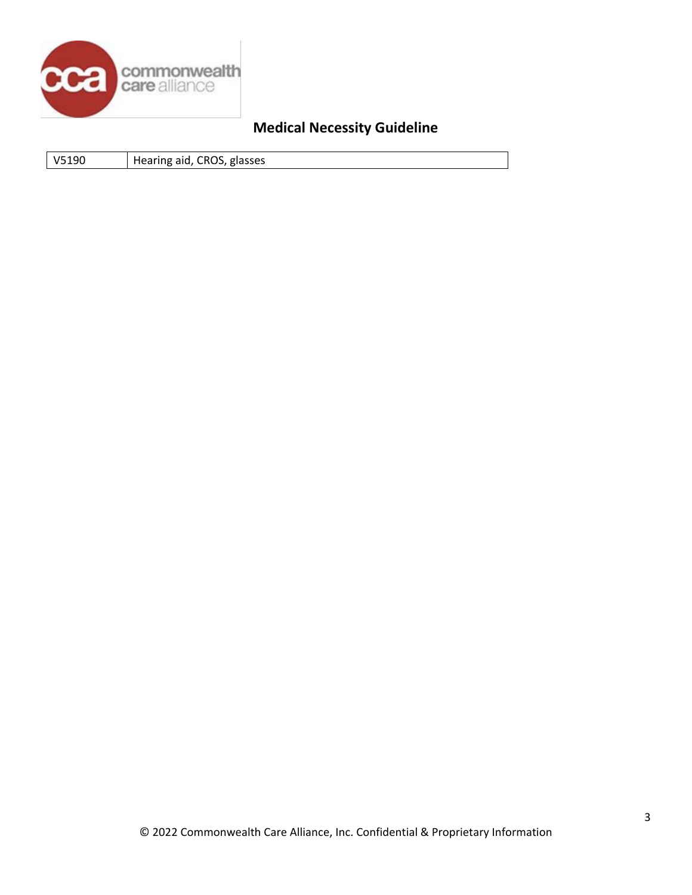| V5190 | Hearing aid, CROS, glasses |
|---|---|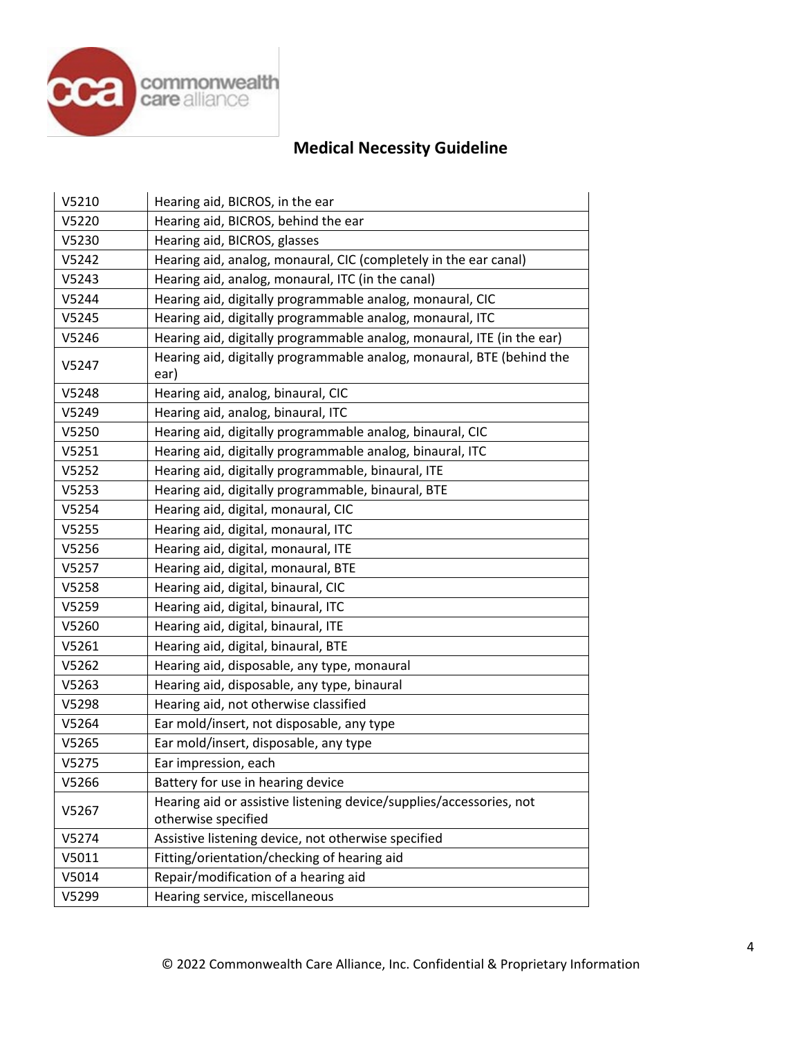| | |
|---|---|
| V5210 | Hearing aid, BICROS, in the ear |
| V5220 | Hearing aid, BICROS, behind the ear |
| V5230 | Hearing aid, BICROS, glasses |
| V5242 | Hearing aid, analog, monaural, CIC (completely in the ear canal) |
| V5243 | Hearing aid, analog, monaural, ITC (in the canal) |
| V5244 | Hearing aid, digitally programmable analog, monaural, CIC |
| V5245 | Hearing aid, digitally programmable analog, monaural, ITC |
| V5246 | Hearing aid, digitally programmable analog, monaural, ITE (in the ear) |
| V5247 | Hearing aid, digitally programmable analog, monaural, BTE (behind the ear) |
| V5248 | Hearing aid, analog, binaural, CIC |
| V5249 | Hearing aid, analog, binaural, ITC |
| V5250 | Hearing aid, digitally programmable analog, binaural, CIC |
| V5251 | Hearing aid, digitally programmable analog, binaural, ITC |
| V5252 | Hearing aid, digitally programmable, binaural, ITE |
| V5253 | Hearing aid, digitally programmable, binaural, BTE |
| V5254 | Hearing aid, digital, monaural, CIC |
| V5255 | Hearing aid, digital, monaural, ITC |
| V5256 | Hearing aid, digital, monaural, ITE |
| V5257 | Hearing aid, digital, monaural, BTE |
| V5258 | Hearing aid, digital, binaural, CIC |
| V5259 | Hearing aid, digital, binaural, ITC |
| V5260 | Hearing aid, digital, binaural, ITE |
| V5261 | Hearing aid, digital, binaural, BTE |
| V5262 | Hearing aid, disposable, any type, monaural |
| V5263 | Hearing aid, disposable, any type, binaural |
| V5298 | Hearing aid, not otherwise classified |
| V5264 | Ear mold/insert, not disposable, any type |
| V5265 | Ear mold/insert, disposable, any type |
| V5275 | Ear impression, each |
| V5266 | Battery for use in hearing device |
| V5267 | Hearing aid or assistive listening device/supplies/accessories, not otherwise specified |
| V5274 | Assistive listening device, not otherwise specified |
| V5011 | Fitting/orientation/checking of hearing aid |
| V5014 | Repair/modification of a hearing aid |
| V5299 | Hearing service, miscellaneous |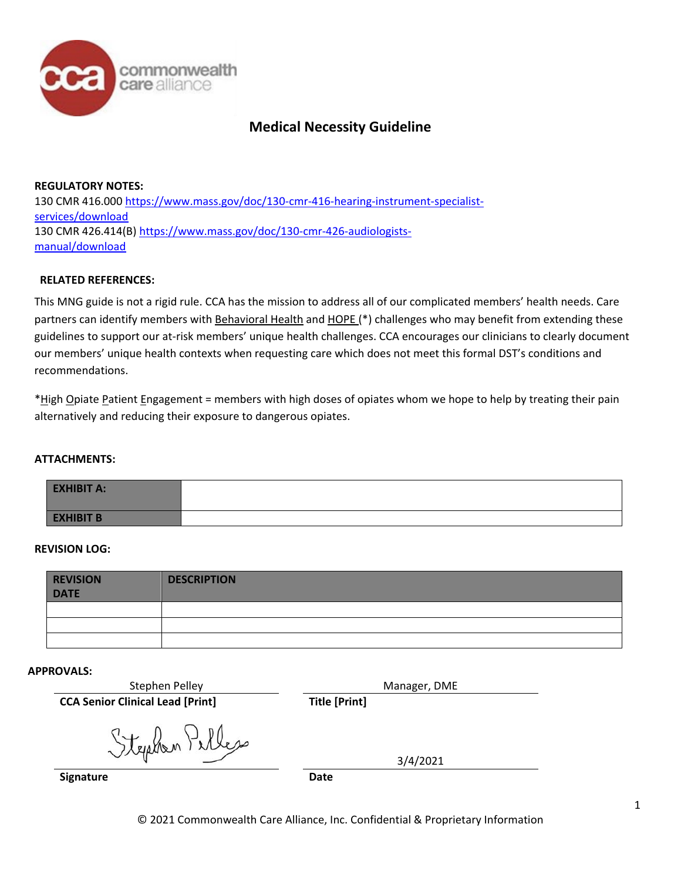commonwealth care alliance

## Medical Necessity Guideline

**REGULATORY NOTES:**

130 CMR 416.000 [https://www.mass.gov/doc/130-cmr-416-hearing-instrument-specialist-services/download](https://www.mass.gov/doc/130-cmr-416-hearing-instrument-specialist-services/download)
130 CMR 426.414(B) [https://www.mass.gov/doc/130-cmr-426-audiologists-manual/download](https://www.mass.gov/doc/130-cmr-426-audiologists-manual/download)

**RELATED REFERENCES:**

This MNG guide is not a rigid rule. CCA has the mission to address all of our complicated members' health needs. Care partners can identify members with Behavioral Health and HOPE (*) challenges who may benefit from extending these guidelines to support our at-risk members' unique health challenges. CCA encourages our clinicians to clearly document our members' unique health contexts when requesting care which does not meet this formal DST's conditions and recommendations.

*High Opiate Patient Engagement = members with high doses of opiates whom we hope to help by treating their pain alternatively and reducing their exposure to dangerous opiates.

**ATTACHMENTS:**

| | |
|---|---|
| **EXHIBIT A:** | |
| **EXHIBIT B** | |

**REVISION LOG:**

| REVISION DATE | DESCRIPTION |
|---|---|
| | |
| | |
| | |

**APPROVALS:**

| | |
|---|---|
| Stephen Pelley | Manager, DME |
| **CCA Senior Clinical Lead [Print]** | **Title [Print]** |
| Stephen Pelley | 3/4/2021 |
| **Signature** | **Date** |

© 2021 Commonwealth Care Alliance, Inc. Confidential & Proprietary Information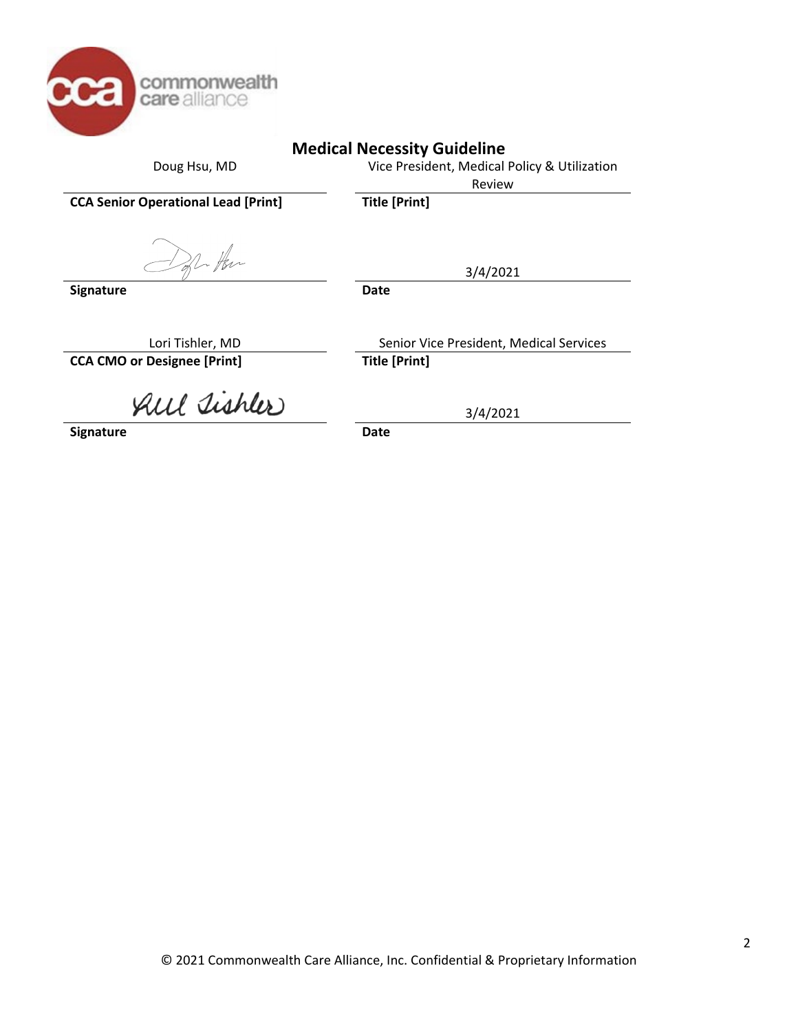# Medical Necessity Guideline

| | |
|---|---|
| Doug Hsu, MD | Vice President, Medical Policy & Utilization Review |
| **CCA Senior Operational Lead [Print]** | **Title [Print]** |
| | 3/4/2021 |
| **Signature** | **Date** |
| Lori Tishler, MD | Senior Vice President, Medical Services |
| **CCA CMO or Designee [Print]** | **Title [Print]** |
| | 3/4/2021 |
| **Signature** | **Date** |

© 2021 Commonwealth Care Alliance, Inc. Confidential & Proprietary Information